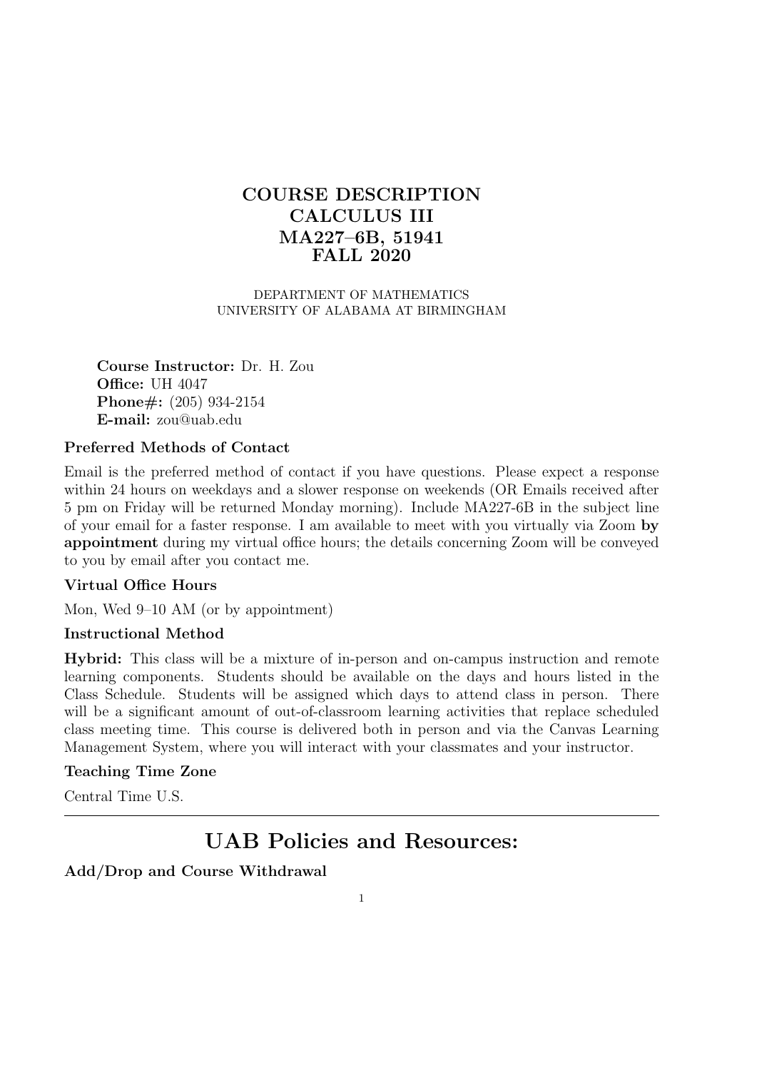# COURSE DESCRIPTION
# CALCULUS III
# MA227–6B, 51941
# FALL 2020

DEPARTMENT OF MATHEMATICS
UNIVERSITY OF ALABAMA AT BIRMINGHAM

**Course Instructor:** Dr. H. Zou
**Office:** UH 4047
**Phone#:** (205) 934-2154
**E-mail:** zou@uab.edu

### Preferred Methods of Contact

Email is the preferred method of contact if you have questions. Please expect a response within 24 hours on weekdays and a slower response on weekends (OR Emails received after 5 pm on Friday will be returned Monday morning). Include MA227-6B in the subject line of your email for a faster response. I am available to meet with you virtually via Zoom **by appointment** during my virtual office hours; the details concerning Zoom will be conveyed to you by email after you contact me.

### Virtual Office Hours

Mon, Wed 9–10 AM (or by appointment)

### Instructional Method

**Hybrid:** This class will be a mixture of in-person and on-campus instruction and remote learning components. Students should be available on the days and hours listed in the Class Schedule. Students will be assigned which days to attend class in person. There will be a significant amount of out-of-classroom learning activities that replace scheduled class meeting time. This course is delivered both in person and via the Canvas Learning Management System, where you will interact with your classmates and your instructor.

### Teaching Time Zone

Central Time U.S.

---

## UAB Policies and Resources:

### Add/Drop and Course Withdrawal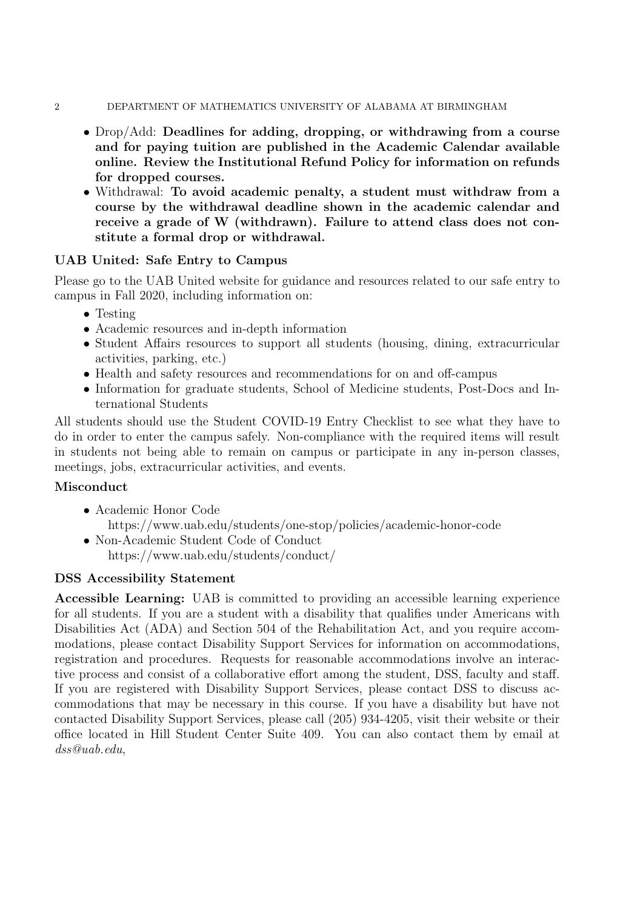- Drop/Add: **Deadlines for adding, dropping, or withdrawing from a course and for paying tuition are published in the Academic Calendar available online. Review the Institutional Refund Policy for information on refunds for dropped courses.**
- Withdrawal: **To avoid academic penalty, a student must withdraw from a course by the withdrawal deadline shown in the academic calendar and receive a grade of W (withdrawn). Failure to attend class does not constitute a formal drop or withdrawal.**

### UAB United: Safe Entry to Campus

Please go to the UAB United website for guidance and resources related to our safe entry to campus in Fall 2020, including information on:

- Testing
- Academic resources and in-depth information
- Student Affairs resources to support all students (housing, dining, extracurricular activities, parking, etc.)
- Health and safety resources and recommendations for on and off-campus
- Information for graduate students, School of Medicine students, Post-Docs and International Students

All students should use the Student COVID-19 Entry Checklist to see what they have to do in order to enter the campus safely. Non-compliance with the required items will result in students not being able to remain on campus or participate in any in-person classes, meetings, jobs, extracurricular activities, and events.

### Misconduct

- Academic Honor Code
  https://www.uab.edu/students/one-stop/policies/academic-honor-code
- Non-Academic Student Code of Conduct
  https://www.uab.edu/students/conduct/

### DSS Accessibility Statement

**Accessible Learning:** UAB is committed to providing an accessible learning experience for all students. If you are a student with a disability that qualifies under Americans with Disabilities Act (ADA) and Section 504 of the Rehabilitation Act, and you require accommodations, please contact Disability Support Services for information on accommodations, registration and procedures. Requests for reasonable accommodations involve an interactive process and consist of a collaborative effort among the student, DSS, faculty and staff. If you are registered with Disability Support Services, please contact DSS to discuss accommodations that may be necessary in this course. If you have a disability but have not contacted Disability Support Services, please call (205) 934-4205, visit their website or their office located in Hill Student Center Suite 409. You can also contact them by email at *dss@uab.edu*,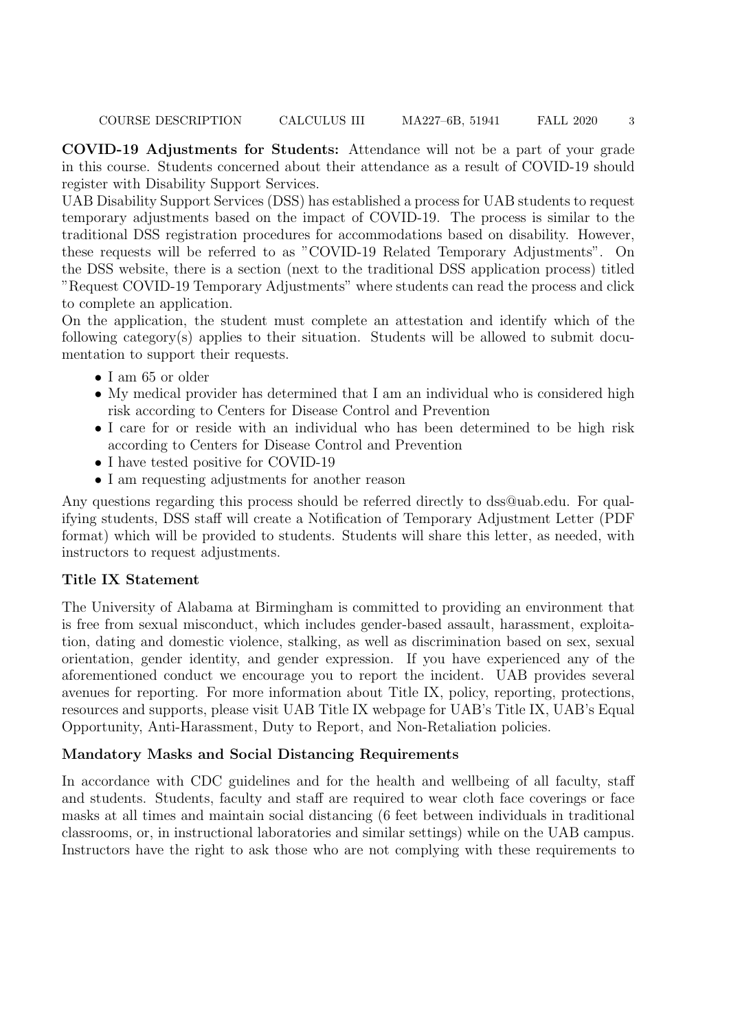**COVID-19 Adjustments for Students:** Attendance will not be a part of your grade in this course. Students concerned about their attendance as a result of COVID-19 should register with Disability Support Services.

UAB Disability Support Services (DSS) has established a process for UAB students to request temporary adjustments based on the impact of COVID-19. The process is similar to the traditional DSS registration procedures for accommodations based on disability. However, these requests will be referred to as "COVID-19 Related Temporary Adjustments". On the DSS website, there is a section (next to the traditional DSS application process) titled "Request COVID-19 Temporary Adjustments" where students can read the process and click to complete an application.

On the application, the student must complete an attestation and identify which of the following category(s) applies to their situation. Students will be allowed to submit documentation to support their requests.

- I am 65 or older
- My medical provider has determined that I am an individual who is considered high risk according to Centers for Disease Control and Prevention
- I care for or reside with an individual who has been determined to be high risk according to Centers for Disease Control and Prevention
- I have tested positive for COVID-19
- I am requesting adjustments for another reason

Any questions regarding this process should be referred directly to dss@uab.edu. For qualifying students, DSS staff will create a Notification of Temporary Adjustment Letter (PDF format) which will be provided to students. Students will share this letter, as needed, with instructors to request adjustments.

### Title IX Statement

The University of Alabama at Birmingham is committed to providing an environment that is free from sexual misconduct, which includes gender-based assault, harassment, exploitation, dating and domestic violence, stalking, as well as discrimination based on sex, sexual orientation, gender identity, and gender expression. If you have experienced any of the aforementioned conduct we encourage you to report the incident. UAB provides several avenues for reporting. For more information about Title IX, policy, reporting, protections, resources and supports, please visit UAB Title IX webpage for UAB's Title IX, UAB's Equal Opportunity, Anti-Harassment, Duty to Report, and Non-Retaliation policies.

### Mandatory Masks and Social Distancing Requirements

In accordance with CDC guidelines and for the health and wellbeing of all faculty, staff and students. Students, faculty and staff are required to wear cloth face coverings or face masks at all times and maintain social distancing (6 feet between individuals in traditional classrooms, or, in instructional laboratories and similar settings) while on the UAB campus. Instructors have the right to ask those who are not complying with these requirements to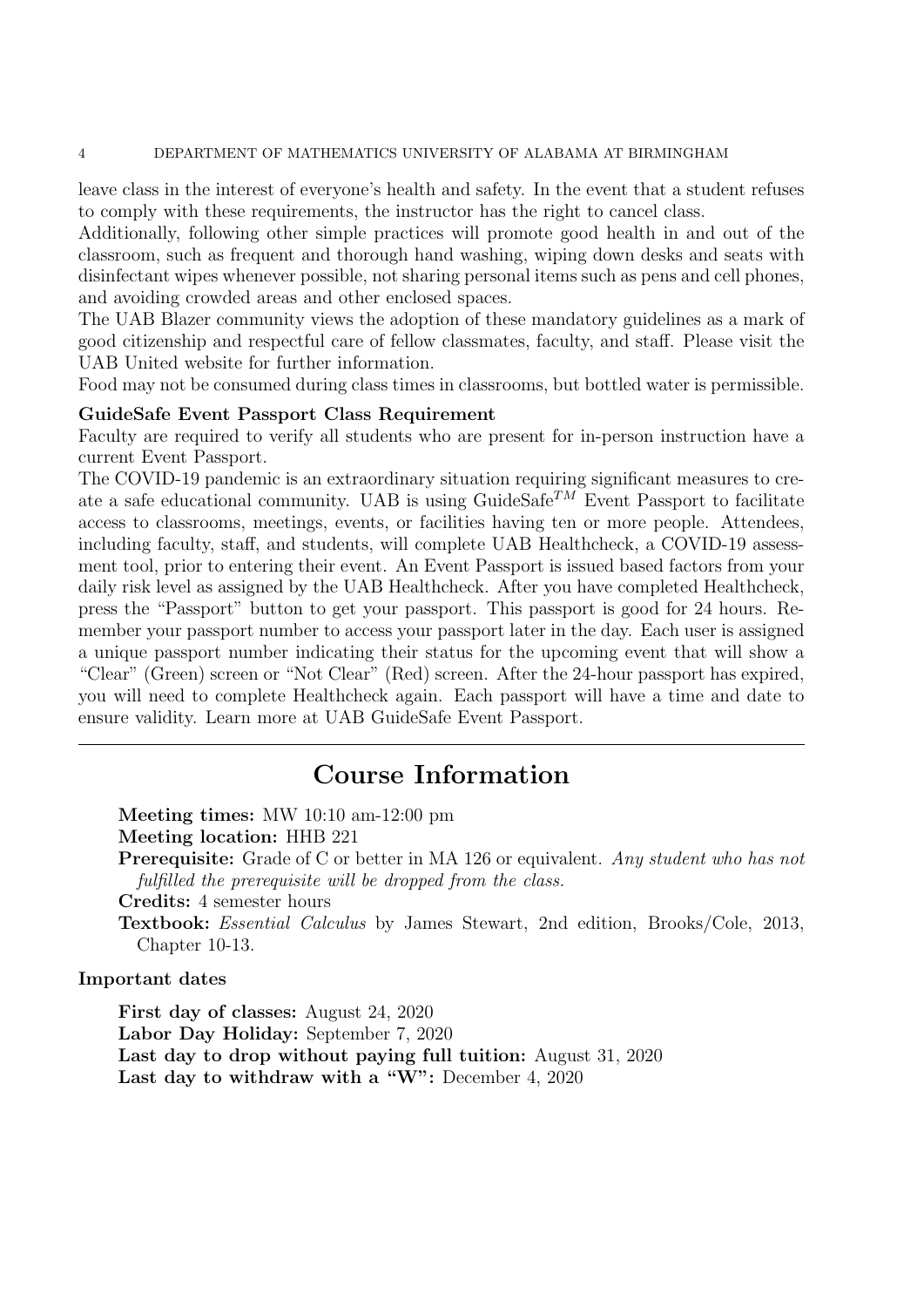leave class in the interest of everyone's health and safety. In the event that a student refuses to comply with these requirements, the instructor has the right to cancel class.

Additionally, following other simple practices will promote good health in and out of the classroom, such as frequent and thorough hand washing, wiping down desks and seats with disinfectant wipes whenever possible, not sharing personal items such as pens and cell phones, and avoiding crowded areas and other enclosed spaces.

The UAB Blazer community views the adoption of these mandatory guidelines as a mark of good citizenship and respectful care of fellow classmates, faculty, and staff. Please visit the UAB United website for further information.

Food may not be consumed during class times in classrooms, but bottled water is permissible.

**GuideSafe Event Passport Class Requirement**

Faculty are required to verify all students who are present for in-person instruction have a current Event Passport.

The COVID-19 pandemic is an extraordinary situation requiring significant measures to create a safe educational community. UAB is using GuideSafe$^{TM}$ Event Passport to facilitate access to classrooms, meetings, events, or facilities having ten or more people. Attendees, including faculty, staff, and students, will complete UAB Healthcheck, a COVID-19 assessment tool, prior to entering their event. An Event Passport is issued based factors from your daily risk level as assigned by the UAB Healthcheck. After you have completed Healthcheck, press the "Passport" button to get your passport. This passport is good for 24 hours. Remember your passport number to access your passport later in the day. Each user is assigned a unique passport number indicating their status for the upcoming event that will show a "Clear" (Green) screen or "Not Clear" (Red) screen. After the 24-hour passport has expired, you will need to complete Healthcheck again. Each passport will have a time and date to ensure validity. Learn more at UAB GuideSafe Event Passport.

---

## Course Information

**Meeting times:** MW 10:10 am-12:00 pm
**Meeting location:** HHB 221
**Prerequisite:** Grade of C or better in MA 126 or equivalent. *Any student who has not fulfilled the prerequisite will be dropped from the class.*
**Credits:** 4 semester hours
**Textbook:** *Essential Calculus* by James Stewart, 2nd edition, Brooks/Cole, 2013, Chapter 10-13.

**Important dates**

**First day of classes:** August 24, 2020
**Labor Day Holiday:** September 7, 2020
**Last day to drop without paying full tuition:** August 31, 2020
**Last day to withdraw with a "W":** December 4, 2020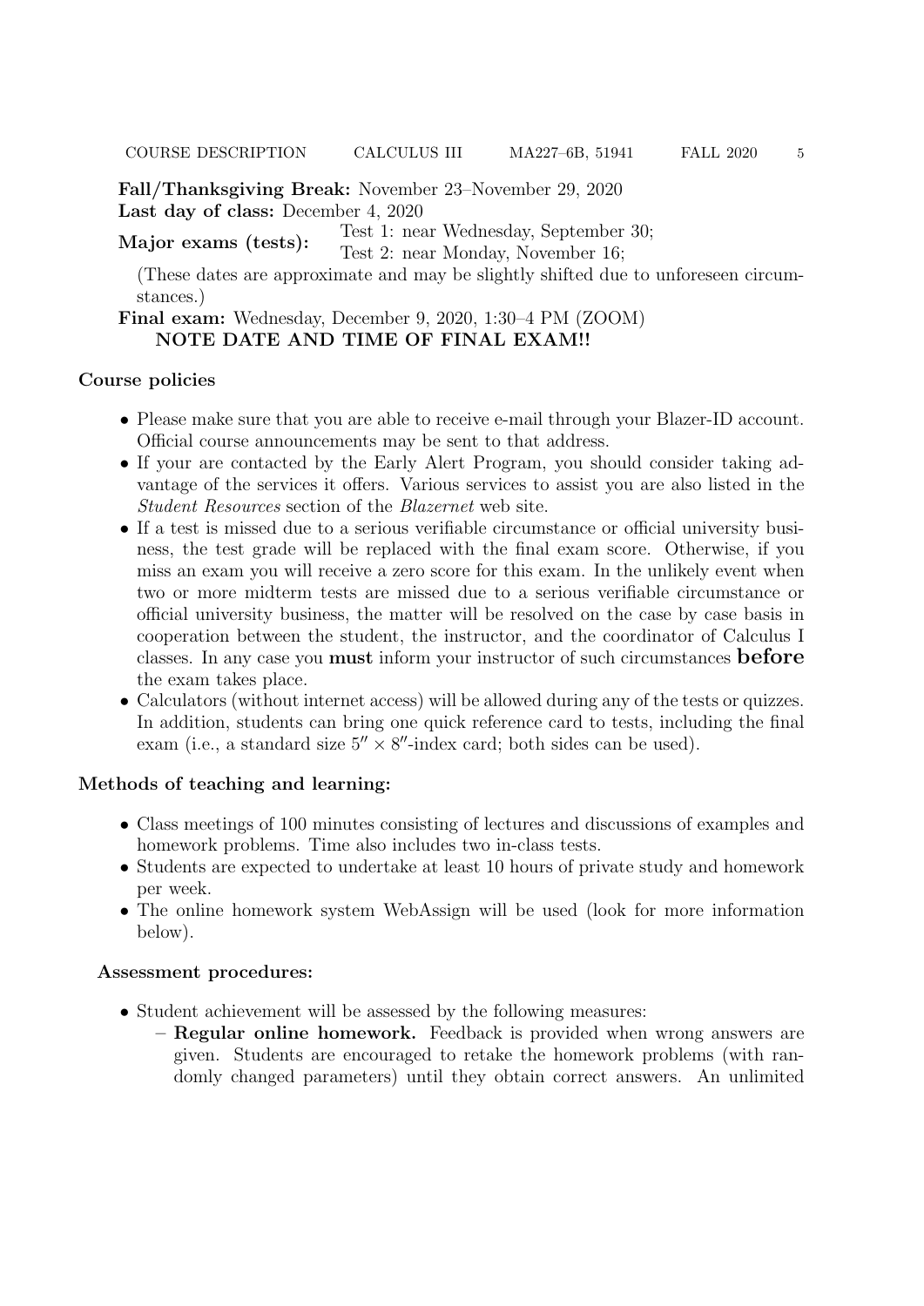**Fall/Thanksgiving Break:** November 23–November 29, 2020

**Last day of class:** December 4, 2020

**Major exams (tests):** Test 1: near Wednesday, September 30;
Test 2: near Monday, November 16;

(These dates are approximate and may be slightly shifted due to unforeseen circumstances.)

**Final exam:** Wednesday, December 9, 2020, 1:30–4 PM (ZOOM)

**NOTE DATE AND TIME OF FINAL EXAM!!**

### Course policies

- Please make sure that you are able to receive e-mail through your Blazer-ID account. Official course announcements may be sent to that address.
- If your are contacted by the Early Alert Program, you should consider taking advantage of the services it offers. Various services to assist you are also listed in the *Student Resources* section of the *Blazernet* web site.
- If a test is missed due to a serious verifiable circumstance or official university business, the test grade will be replaced with the final exam score. Otherwise, if you miss an exam you will receive a zero score for this exam. In the unlikely event when two or more midterm tests are missed due to a serious verifiable circumstance or official university business, the matter will be resolved on the case by case basis in cooperation between the student, the instructor, and the coordinator of Calculus I classes. In any case you **must** inform your instructor of such circumstances **before** the exam takes place.
- Calculators (without internet access) will be allowed during any of the tests or quizzes. In addition, students can bring one quick reference card to tests, including the final exam (i.e., a standard size $5'' \times 8''$-index card; both sides can be used).

### Methods of teaching and learning:

- Class meetings of 100 minutes consisting of lectures and discussions of examples and homework problems. Time also includes two in-class tests.
- Students are expected to undertake at least 10 hours of private study and homework per week.
- The online homework system WebAssign will be used (look for more information below).

### Assessment procedures:

- Student achievement will be assessed by the following measures:
  - **Regular online homework.** Feedback is provided when wrong answers are given. Students are encouraged to retake the homework problems (with randomly changed parameters) until they obtain correct answers. An unlimited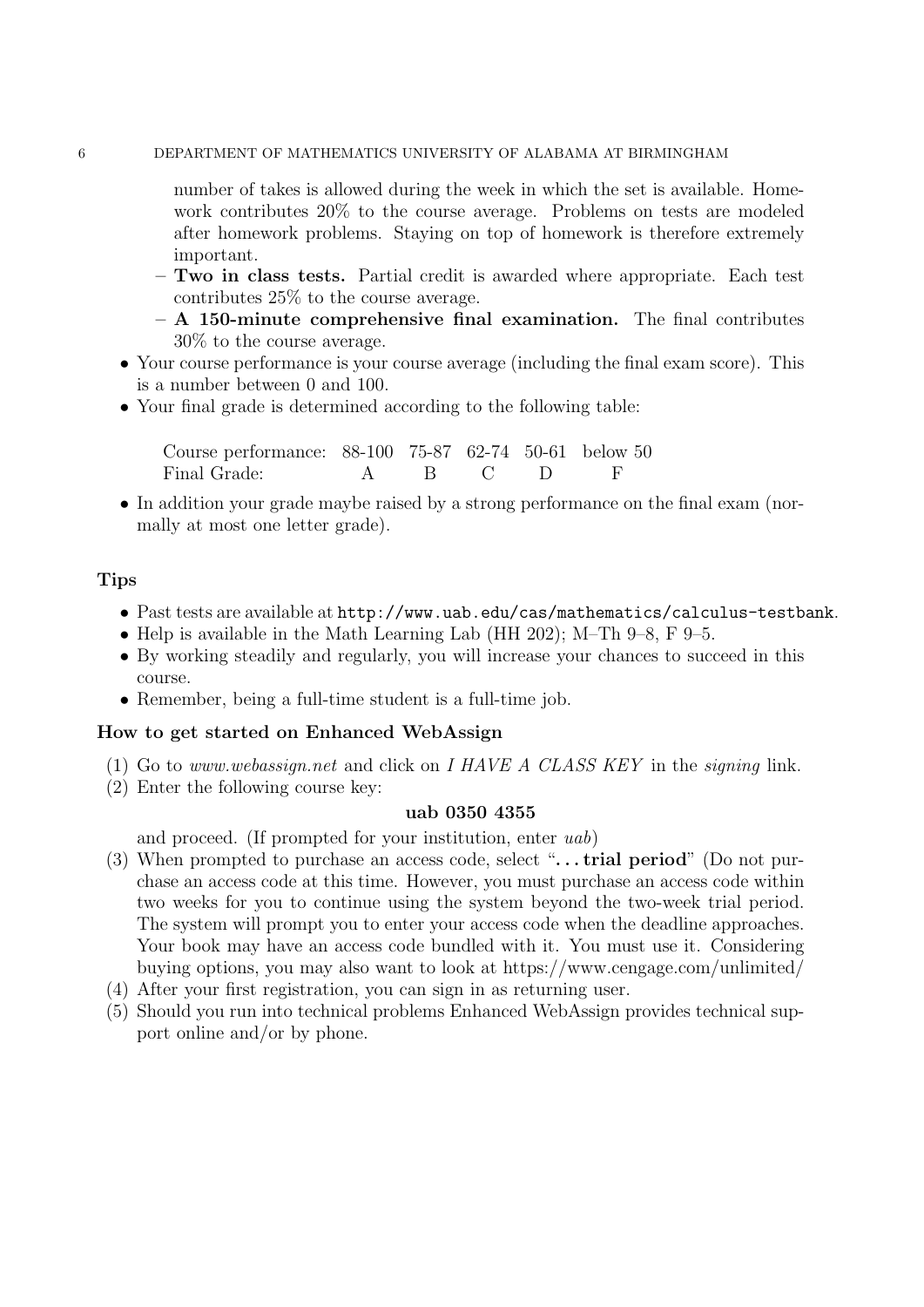number of takes is allowed during the week in which the set is available. Homework contributes 20% to the course average. Problems on tests are modeled after homework problems. Staying on top of homework is therefore extremely important.
  - **Two in class tests.** Partial credit is awarded where appropriate. Each test contributes 25% to the course average.
  - **A 150-minute comprehensive final examination.** The final contributes 30% to the course average.
- Your course performance is your course average (including the final exam score). This is a number between 0 and 100.
- Your final grade is determined according to the following table:

| Course performance: | 88-100 | 75-87 | 62-74 | 50-61 | below 50 |
|---|---|---|---|---|---|
| Final Grade: | A | B | C | D | F |

- In addition your grade maybe raised by a strong performance on the final exam (normally at most one letter grade).

### Tips

- Past tests are available at `http://www.uab.edu/cas/mathematics/calculus-testbank`.
- Help is available in the Math Learning Lab (HH 202); M–Th 9–8, F 9–5.
- By working steadily and regularly, you will increase your chances to succeed in this course.
- Remember, being a full-time student is a full-time job.

### How to get started on Enhanced WebAssign

(1) Go to *www.webassign.net* and click on *I HAVE A CLASS KEY* in the *signing* link.

(2) Enter the following course key:

**uab 0350 4355**

and proceed. (If prompted for your institution, enter *uab*)

(3) When prompted to purchase an access code, select "**. . . trial period**" (Do not purchase an access code at this time. However, you must purchase an access code within two weeks for you to continue using the system beyond the two-week trial period. The system will prompt you to enter your access code when the deadline approaches. Your book may have an access code bundled with it. You must use it. Considering buying options, you may also want to look at https://www.cengage.com/unlimited/

(4) After your first registration, you can sign in as returning user.

(5) Should you run into technical problems Enhanced WebAssign provides technical support online and/or by phone.